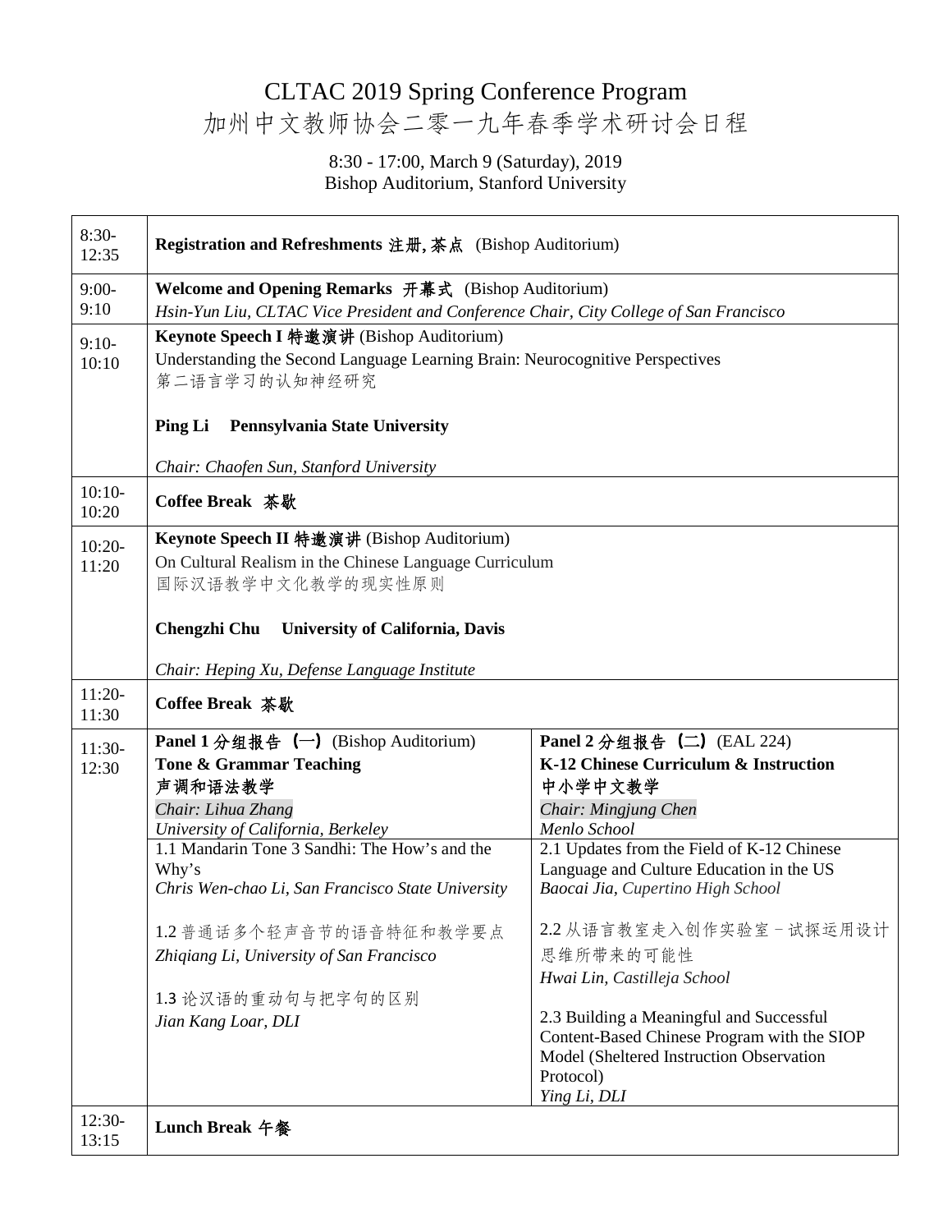# CLTAC 2019 Spring Conference Program
# 加州中文教师协会二零一九年春季学术研讨会日程

8:30 - 17:00, March 9 (Saturday), 2019
Bishop Auditorium, Stanford University

| Time | Program | |
|---|---|---|
| 8:30-12:35 | **Registration and Refreshments 注册, 茶点** (Bishop Auditorium) | |
| 9:00-9:10 | **Welcome and Opening Remarks 开幕式** (Bishop Auditorium)<br>*Hsin-Yun Liu, CLTAC Vice President and Conference Chair, City College of San Francisco* | |
| 9:10-10:10 | **Keynote Speech I 特邀演讲** (Bishop Auditorium)<br>Understanding the Second Language Learning Brain: Neurocognitive Perspectives<br>第二语言学习的认知神经研究<br><br>**Ping Li Pennsylvania State University**<br><br>*Chair: Chaofen Sun, Stanford University* | |
| 10:10-10:20 | **Coffee Break 茶歇** | |
| 10:20-11:20 | **Keynote Speech II 特邀演讲** (Bishop Auditorium)<br>On Cultural Realism in the Chinese Language Curriculum<br>国际汉语教学中文化教学的现实性原则<br><br>**Chengzhi Chu University of California, Davis**<br><br>*Chair: Heping Xu, Defense Language Institute* | |
| 11:20-11:30 | **Coffee Break 茶歇** | |
| 11:30-12:30 | **Panel 1 分组报告（一）** (Bishop Auditorium)<br>**Tone & Grammar Teaching**<br>**声调和语法教学**<br>*Chair: Lihua Zhang*<br>*University of California, Berkeley* | **Panel 2 分组报告（二）** (EAL 224)<br>**K-12 Chinese Curriculum & Instruction**<br>**中小学中文教学**<br>*Chair: Mingjung Chen*<br>*Menlo School* |
| | 1.1 Mandarin Tone 3 Sandhi: The How's and the Why's<br>*Chris Wen-chao Li, San Francisco State University*<br><br>1.2 普通话多个轻声音节的语音特征和教学要点<br>*Zhiqiang Li, University of San Francisco*<br><br>1.3 论汉语的重动句与把字句的区别<br>*Jian Kang Loar, DLI* | 2.1 Updates from the Field of K-12 Chinese Language and Culture Education in the US<br>*Baocai Jia, Cupertino High School*<br><br>2.2 从语言教室走入创作实验室 – 试探运用设计思维所带来的可能性<br>*Hwai Lin, Castilleja School*<br><br>2.3 Building a Meaningful and Successful Content-Based Chinese Program with the SIOP Model (Sheltered Instruction Observation Protocol)<br>*Ying Li, DLI* |
| 12:30-13:15 | **Lunch Break 午餐** | |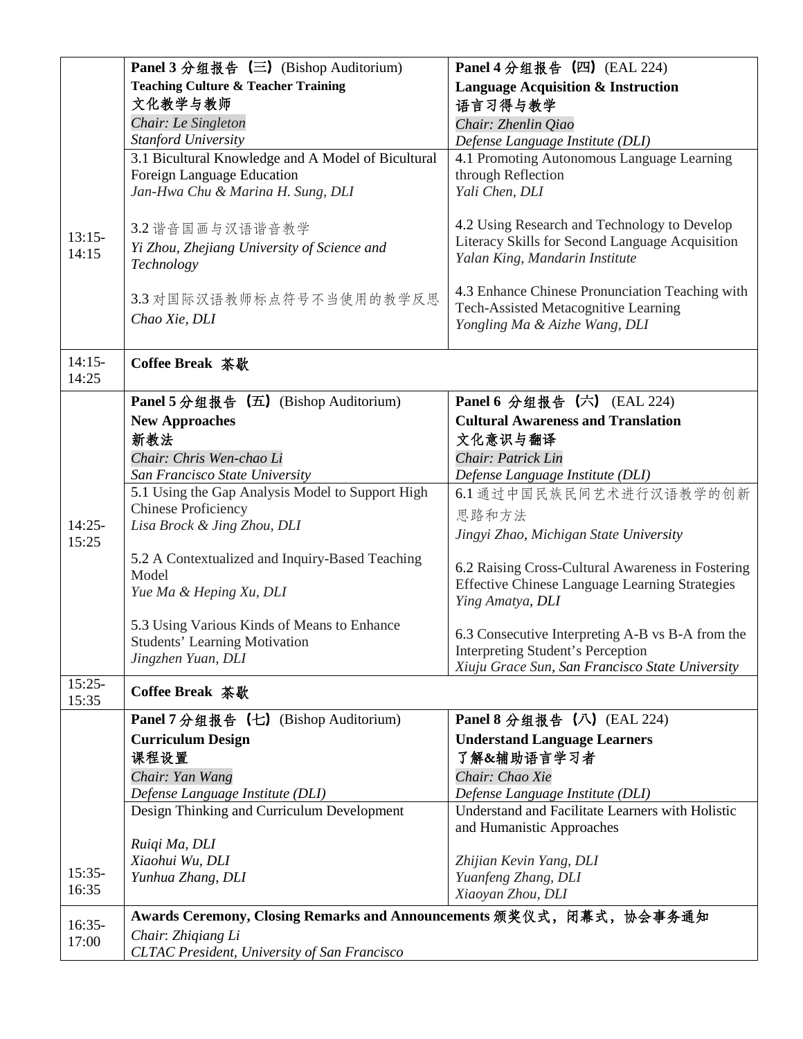| | | |
|---|---|---|
| 13:15-14:15 | **Panel 3 分组报告（三）** (Bishop Auditorium)<br>**Teaching Culture & Teacher Training**<br>**文化教学与教师**<br>*Chair: Le Singleton*<br>*Stanford University* | **Panel 4 分组报告（四）** (EAL 224)<br>**Language Acquisition & Instruction**<br>**语言习得与教学**<br>*Chair: Zhenlin Qiao*<br>*Defense Language Institute (DLI)* |
| | 3.1 Bicultural Knowledge and A Model of Bicultural Foreign Language Education<br>*Jan-Hwa Chu & Marina H. Sung, DLI*<br><br>3.2 谐音国画与汉语谐音教学<br>*Yi Zhou, Zhejiang University of Science and Technology*<br><br>3.3 对国际汉语教师标点符号不当使用的教学反思<br>*Chao Xie, DLI* | 4.1 Promoting Autonomous Language Learning through Reflection<br>*Yali Chen, DLI*<br><br>4.2 Using Research and Technology to Develop Literacy Skills for Second Language Acquisition<br>*Yalan King, Mandarin Institute*<br><br>4.3 Enhance Chinese Pronunciation Teaching with Tech-Assisted Metacognitive Learning<br>*Yongling Ma & Aizhe Wang, DLI* |
| 14:15-14:25 | **Coffee Break 茶歇** | |
| 14:25-15:25 | **Panel 5 分组报告（五）** (Bishop Auditorium)<br>**New Approaches**<br>**新教法**<br>*Chair: Chris Wen-chao Li*<br>*San Francisco State University* | **Panel 6 分组报告（六）** (EAL 224)<br>**Cultural Awareness and Translation**<br>**文化意识与翻译**<br>*Chair: Patrick Lin*<br>*Defense Language Institute (DLI)* |
| | 5.1 Using the Gap Analysis Model to Support High Chinese Proficiency<br>*Lisa Brock & Jing Zhou, DLI*<br><br>5.2 A Contextualized and Inquiry-Based Teaching Model<br>*Yue Ma & Heping Xu, DLI*<br><br>5.3 Using Various Kinds of Means to Enhance Students' Learning Motivation<br>*Jingzhen Yuan, DLI* | 6.1 通过中国民族民间艺术进行汉语教学的创新思路和方法<br>*Jingyi Zhao, Michigan State University*<br><br>6.2 Raising Cross-Cultural Awareness in Fostering Effective Chinese Language Learning Strategies<br>*Ying Amatya, DLI*<br><br>6.3 Consecutive Interpreting A-B vs B-A from the Interpreting Student's Perception<br>*Xiuju Grace Sun, San Francisco State University* |
| 15:25-15:35 | **Coffee Break 茶歇** | |
| 15:35-16:35 | **Panel 7 分组报告（七）** (Bishop Auditorium)<br>**Curriculum Design**<br>**课程设置**<br>*Chair: Yan Wang*<br>*Defense Language Institute (DLI)* | **Panel 8 分组报告（八）** (EAL 224)<br>**Understand Language Learners**<br>**了解&辅助语言学习者**<br>*Chair: Chao Xie*<br>*Defense Language Institute (DLI)* |
| | Design Thinking and Curriculum Development<br><br>*Ruiqi Ma, DLI*<br>*Xiaohui Wu, DLI*<br>*Yunhua Zhang, DLI* | Understand and Facilitate Learners with Holistic and Humanistic Approaches<br><br>*Zhijian Kevin Yang, DLI*<br>*Yuanfeng Zhang, DLI*<br>*Xiaoyan Zhou, DLI* |
| 16:35-17:00 | **Awards Ceremony, Closing Remarks and Announcements 颁奖仪式，闭幕式，协会事务通知**<br>*Chair: Zhiqiang Li*<br>*CLTAC President, University of San Francisco* | |